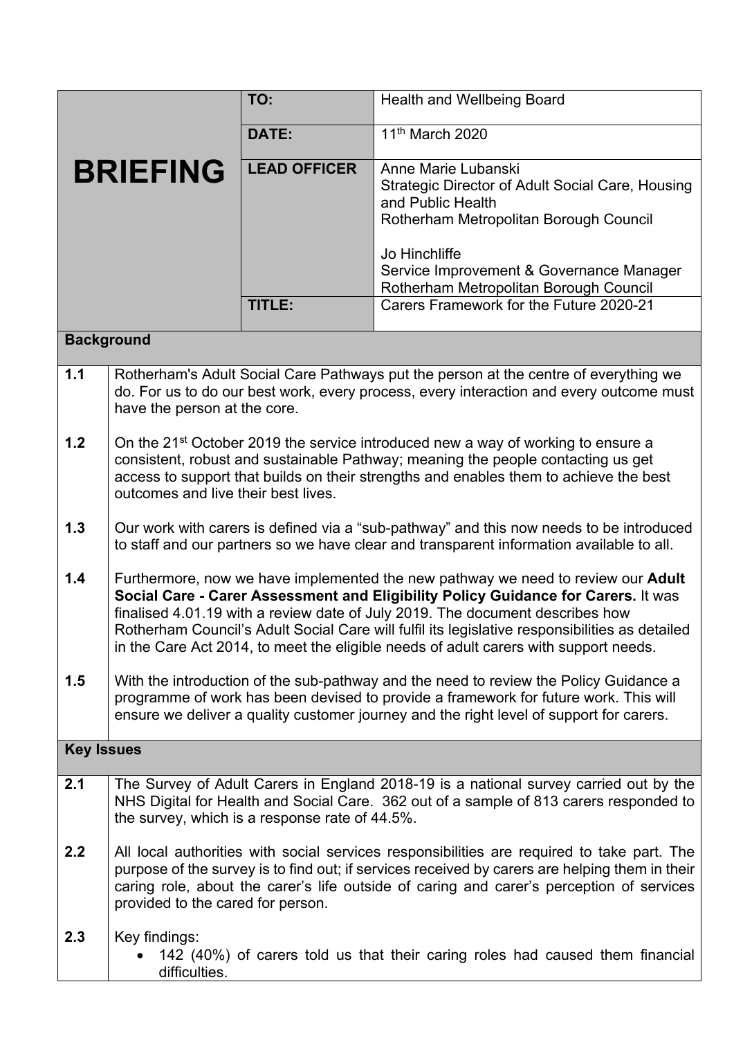| BRIEFING | TO: | Health and Wellbeing Board |
|---|---|---|
| | DATE: | 11th March 2020 |
| | LEAD OFFICER | Anne Marie Lubanski<br>Strategic Director of Adult Social Care, Housing and Public Health<br>Rotherham Metropolitan Borough Council<br><br>Jo Hinchliffe<br>Service Improvement & Governance Manager<br>Rotherham Metropolitan Borough Council |
| | TITLE: | Carers Framework for the Future 2020-21 |

## Background

**1.1** Rotherham's Adult Social Care Pathways put the person at the centre of everything we do. For us to do our best work, every process, every interaction and every outcome must have the person at the core.

**1.2** On the 21st October 2019 the service introduced new a way of working to ensure a consistent, robust and sustainable Pathway; meaning the people contacting us get access to support that builds on their strengths and enables them to achieve the best outcomes and live their best lives.

**1.3** Our work with carers is defined via a "sub-pathway" and this now needs to be introduced to staff and our partners so we have clear and transparent information available to all.

**1.4** Furthermore, now we have implemented the new pathway we need to review our **Adult Social Care - Carer Assessment and Eligibility Policy Guidance for Carers.** It was finalised 4.01.19 with a review date of July 2019. The document describes how Rotherham Council's Adult Social Care will fulfil its legislative responsibilities as detailed in the Care Act 2014, to meet the eligible needs of adult carers with support needs.

**1.5** With the introduction of the sub-pathway and the need to review the Policy Guidance a programme of work has been devised to provide a framework for future work. This will ensure we deliver a quality customer journey and the right level of support for carers.

## Key Issues

**2.1** The Survey of Adult Carers in England 2018-19 is a national survey carried out by the NHS Digital for Health and Social Care. 362 out of a sample of 813 carers responded to the survey, which is a response rate of 44.5%.

**2.2** All local authorities with social services responsibilities are required to take part. The purpose of the survey is to find out; if services received by carers are helping them in their caring role, about the carer's life outside of caring and carer's perception of services provided to the cared for person.

**2.3** Key findings:

- 142 (40%) of carers told us that their caring roles had caused them financial difficulties.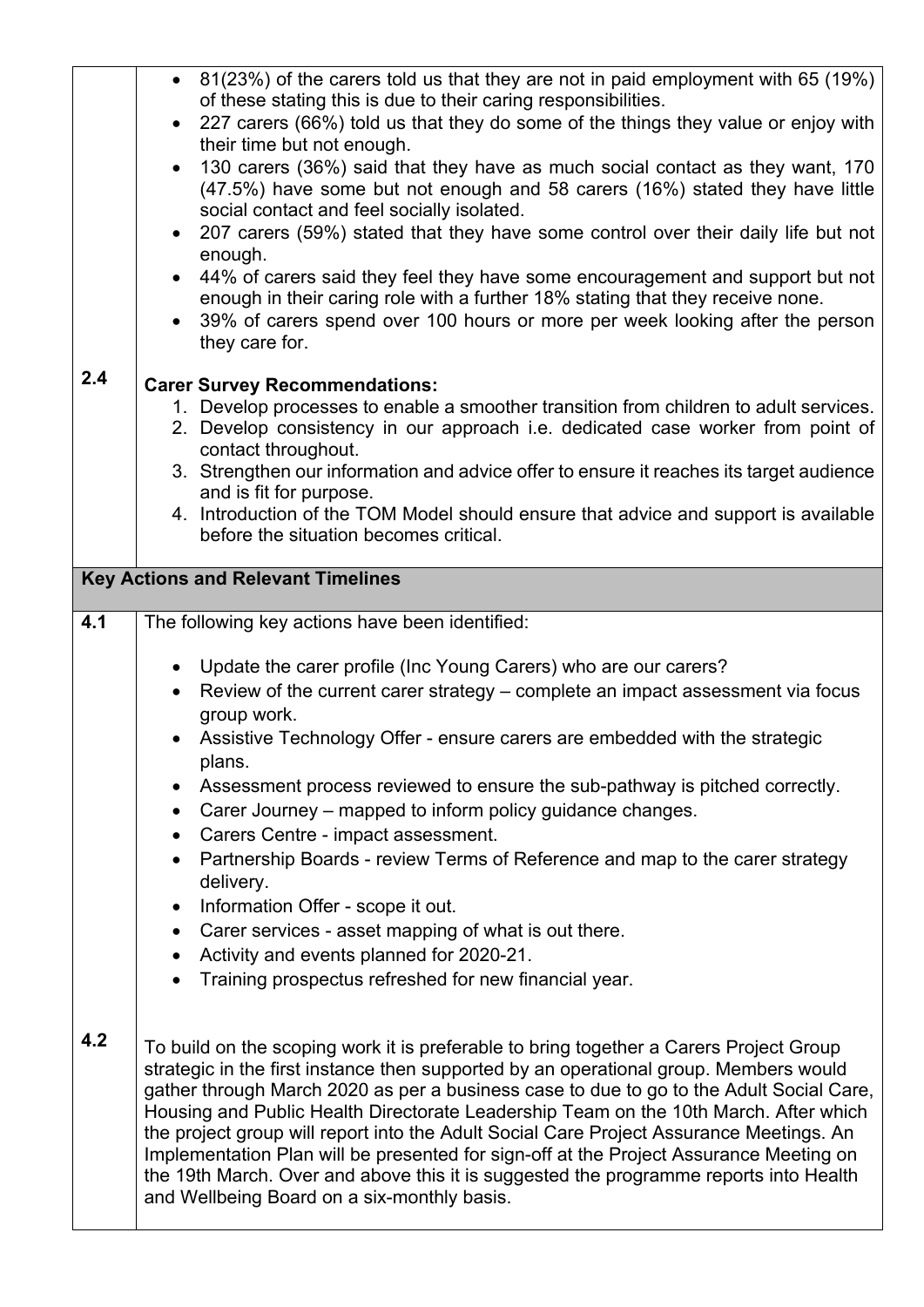- 81(23%) of the carers told us that they are not in paid employment with 65 (19%) of these stating this is due to their caring responsibilities.
- 227 carers (66%) told us that they do some of the things they value or enjoy with their time but not enough.
- 130 carers (36%) said that they have as much social contact as they want, 170 (47.5%) have some but not enough and 58 carers (16%) stated they have little social contact and feel socially isolated.
- 207 carers (59%) stated that they have some control over their daily life but not enough.
- 44% of carers said they feel they have some encouragement and support but not enough in their caring role with a further 18% stating that they receive none.
- 39% of carers spend over 100 hours or more per week looking after the person they care for.

**2.4** **Carer Survey Recommendations:**

1. Develop processes to enable a smoother transition from children to adult services.
2. Develop consistency in our approach i.e. dedicated case worker from point of contact throughout.
3. Strengthen our information and advice offer to ensure it reaches its target audience and is fit for purpose.
4. Introduction of the TOM Model should ensure that advice and support is available before the situation becomes critical.

## Key Actions and Relevant Timelines

**4.1** The following key actions have been identified:

- Update the carer profile (Inc Young Carers) who are our carers?
- Review of the current carer strategy – complete an impact assessment via focus group work.
- Assistive Technology Offer - ensure carers are embedded with the strategic plans.
- Assessment process reviewed to ensure the sub-pathway is pitched correctly.
- Carer Journey – mapped to inform policy guidance changes.
- Carers Centre - impact assessment.
- Partnership Boards - review Terms of Reference and map to the carer strategy delivery.
- Information Offer - scope it out.
- Carer services - asset mapping of what is out there.
- Activity and events planned for 2020-21.
- Training prospectus refreshed for new financial year.

**4.2** To build on the scoping work it is preferable to bring together a Carers Project Group strategic in the first instance then supported by an operational group. Members would gather through March 2020 as per a business case to due to go to the Adult Social Care, Housing and Public Health Directorate Leadership Team on the 10th March. After which the project group will report into the Adult Social Care Project Assurance Meetings. An Implementation Plan will be presented for sign-off at the Project Assurance Meeting on the 19th March. Over and above this it is suggested the programme reports into Health and Wellbeing Board on a six-monthly basis.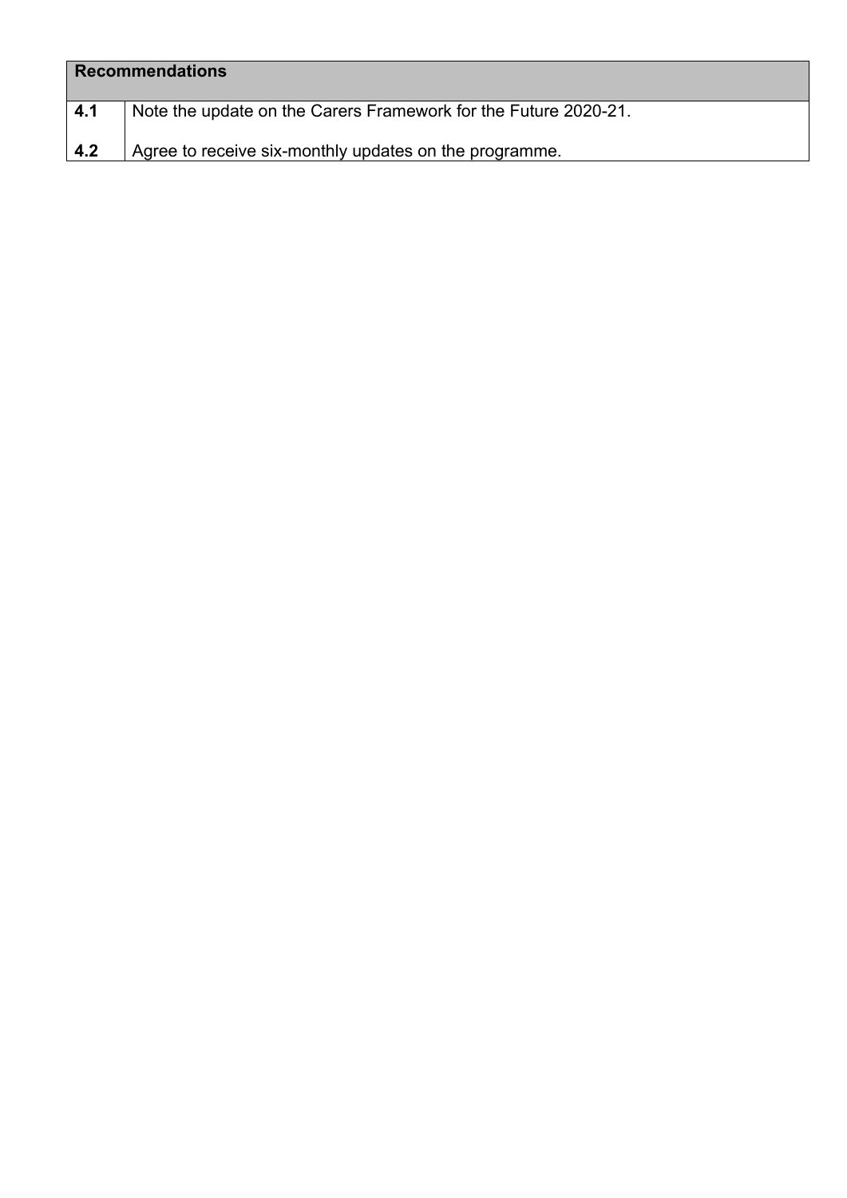| Recommendations | |
|---|---|
| **4.1** | Note the update on the Carers Framework for the Future 2020-21. |
| **4.2** | Agree to receive six-monthly updates on the programme. |